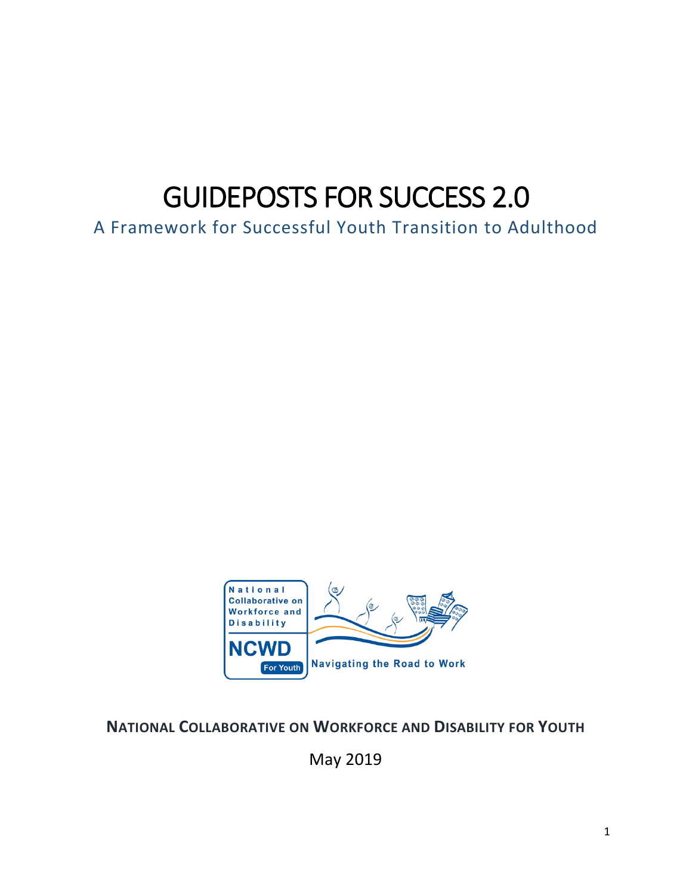# GUIDEPOSTS FOR SUCCESS 2.0

## A Framework for Successful Youth Transition to Adulthood

**NATIONAL COLLABORATIVE ON WORKFORCE AND DISABILITY FOR YOUTH**

May 2019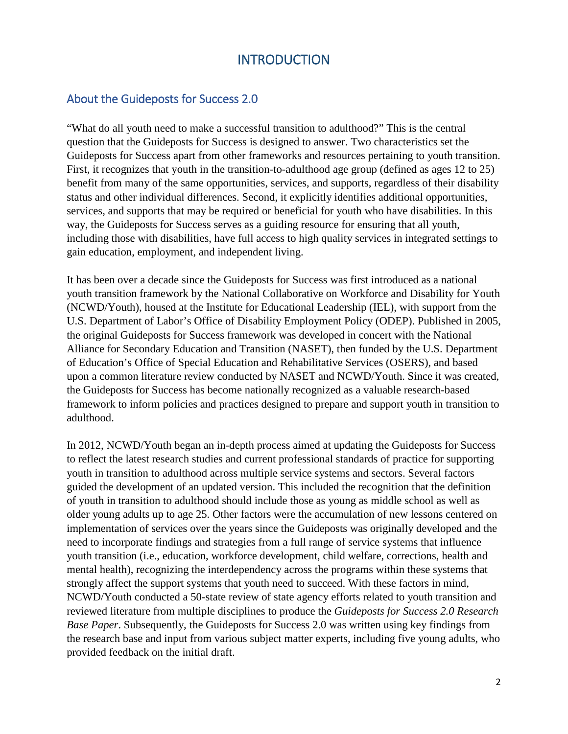# INTRODUCTION

## About the Guideposts for Success 2.0

"What do all youth need to make a successful transition to adulthood?" This is the central question that the Guideposts for Success is designed to answer. Two characteristics set the Guideposts for Success apart from other frameworks and resources pertaining to youth transition. First, it recognizes that youth in the transition-to-adulthood age group (defined as ages 12 to 25) benefit from many of the same opportunities, services, and supports, regardless of their disability status and other individual differences. Second, it explicitly identifies additional opportunities, services, and supports that may be required or beneficial for youth who have disabilities. In this way, the Guideposts for Success serves as a guiding resource for ensuring that all youth, including those with disabilities, have full access to high quality services in integrated settings to gain education, employment, and independent living.

It has been over a decade since the Guideposts for Success was first introduced as a national youth transition framework by the National Collaborative on Workforce and Disability for Youth (NCWD/Youth), housed at the Institute for Educational Leadership (IEL), with support from the U.S. Department of Labor's Office of Disability Employment Policy (ODEP). Published in 2005, the original Guideposts for Success framework was developed in concert with the National Alliance for Secondary Education and Transition (NASET), then funded by the U.S. Department of Education's Office of Special Education and Rehabilitative Services (OSERS), and based upon a common literature review conducted by NASET and NCWD/Youth. Since it was created, the Guideposts for Success has become nationally recognized as a valuable research-based framework to inform policies and practices designed to prepare and support youth in transition to adulthood.

In 2012, NCWD/Youth began an in-depth process aimed at updating the Guideposts for Success to reflect the latest research studies and current professional standards of practice for supporting youth in transition to adulthood across multiple service systems and sectors. Several factors guided the development of an updated version. This included the recognition that the definition of youth in transition to adulthood should include those as young as middle school as well as older young adults up to age 25. Other factors were the accumulation of new lessons centered on implementation of services over the years since the Guideposts was originally developed and the need to incorporate findings and strategies from a full range of service systems that influence youth transition (i.e., education, workforce development, child welfare, corrections, health and mental health), recognizing the interdependency across the programs within these systems that strongly affect the support systems that youth need to succeed. With these factors in mind, NCWD/Youth conducted a 50-state review of state agency efforts related to youth transition and reviewed literature from multiple disciplines to produce the *Guideposts for Success 2.0 Research Base Paper*. Subsequently, the Guideposts for Success 2.0 was written using key findings from the research base and input from various subject matter experts, including five young adults, who provided feedback on the initial draft.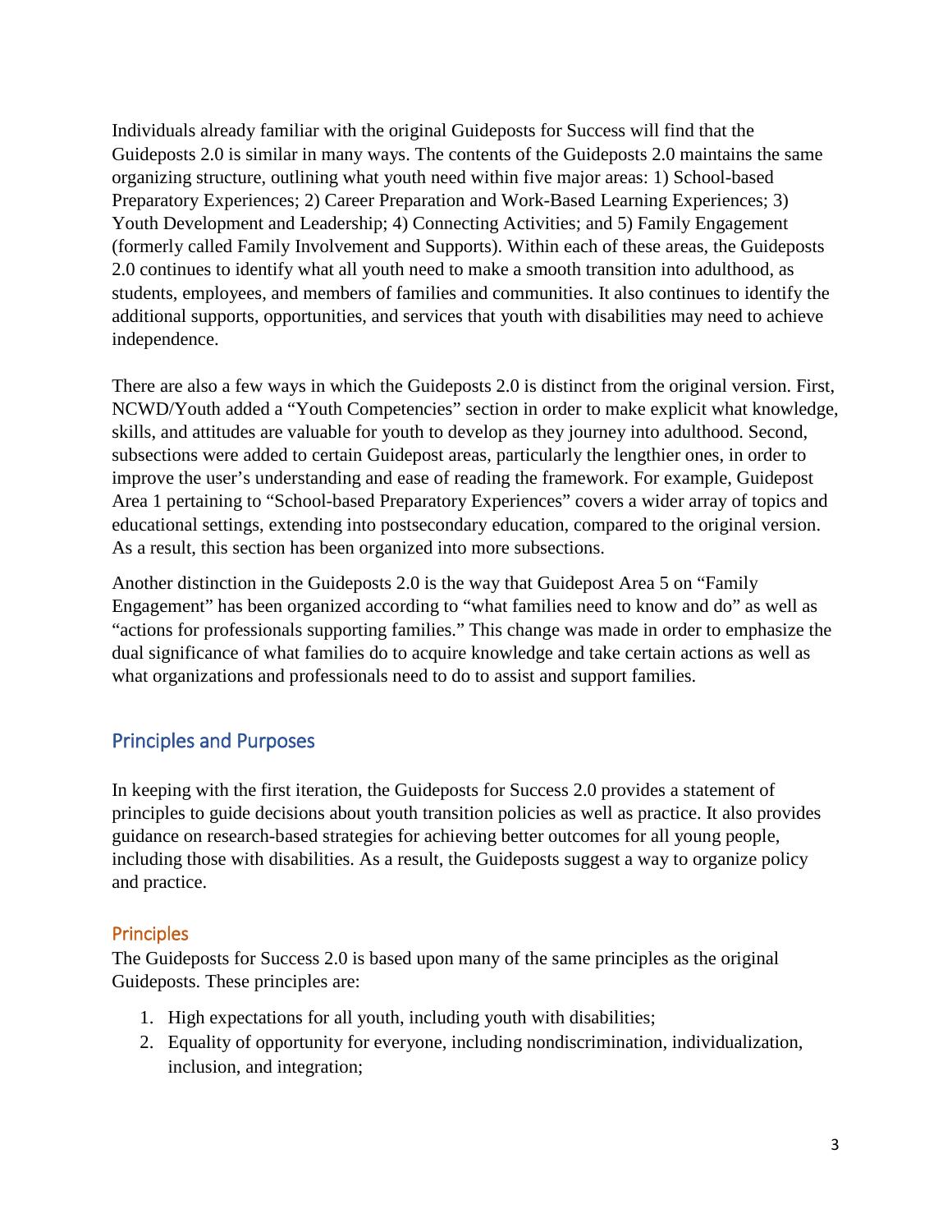Individuals already familiar with the original Guideposts for Success will find that the Guideposts 2.0 is similar in many ways. The contents of the Guideposts 2.0 maintains the same organizing structure, outlining what youth need within five major areas: 1) School-based Preparatory Experiences; 2) Career Preparation and Work-Based Learning Experiences; 3) Youth Development and Leadership; 4) Connecting Activities; and 5) Family Engagement (formerly called Family Involvement and Supports). Within each of these areas, the Guideposts 2.0 continues to identify what all youth need to make a smooth transition into adulthood, as students, employees, and members of families and communities. It also continues to identify the additional supports, opportunities, and services that youth with disabilities may need to achieve independence.

There are also a few ways in which the Guideposts 2.0 is distinct from the original version. First, NCWD/Youth added a "Youth Competencies" section in order to make explicit what knowledge, skills, and attitudes are valuable for youth to develop as they journey into adulthood. Second, subsections were added to certain Guidepost areas, particularly the lengthier ones, in order to improve the user's understanding and ease of reading the framework. For example, Guidepost Area 1 pertaining to "School-based Preparatory Experiences" covers a wider array of topics and educational settings, extending into postsecondary education, compared to the original version. As a result, this section has been organized into more subsections.

Another distinction in the Guideposts 2.0 is the way that Guidepost Area 5 on "Family Engagement" has been organized according to "what families need to know and do" as well as "actions for professionals supporting families." This change was made in order to emphasize the dual significance of what families do to acquire knowledge and take certain actions as well as what organizations and professionals need to do to assist and support families.

## Principles and Purposes

In keeping with the first iteration, the Guideposts for Success 2.0 provides a statement of principles to guide decisions about youth transition policies as well as practice. It also provides guidance on research-based strategies for achieving better outcomes for all young people, including those with disabilities. As a result, the Guideposts suggest a way to organize policy and practice.

### Principles

The Guideposts for Success 2.0 is based upon many of the same principles as the original Guideposts. These principles are:

1. High expectations for all youth, including youth with disabilities;
2. Equality of opportunity for everyone, including nondiscrimination, individualization, inclusion, and integration;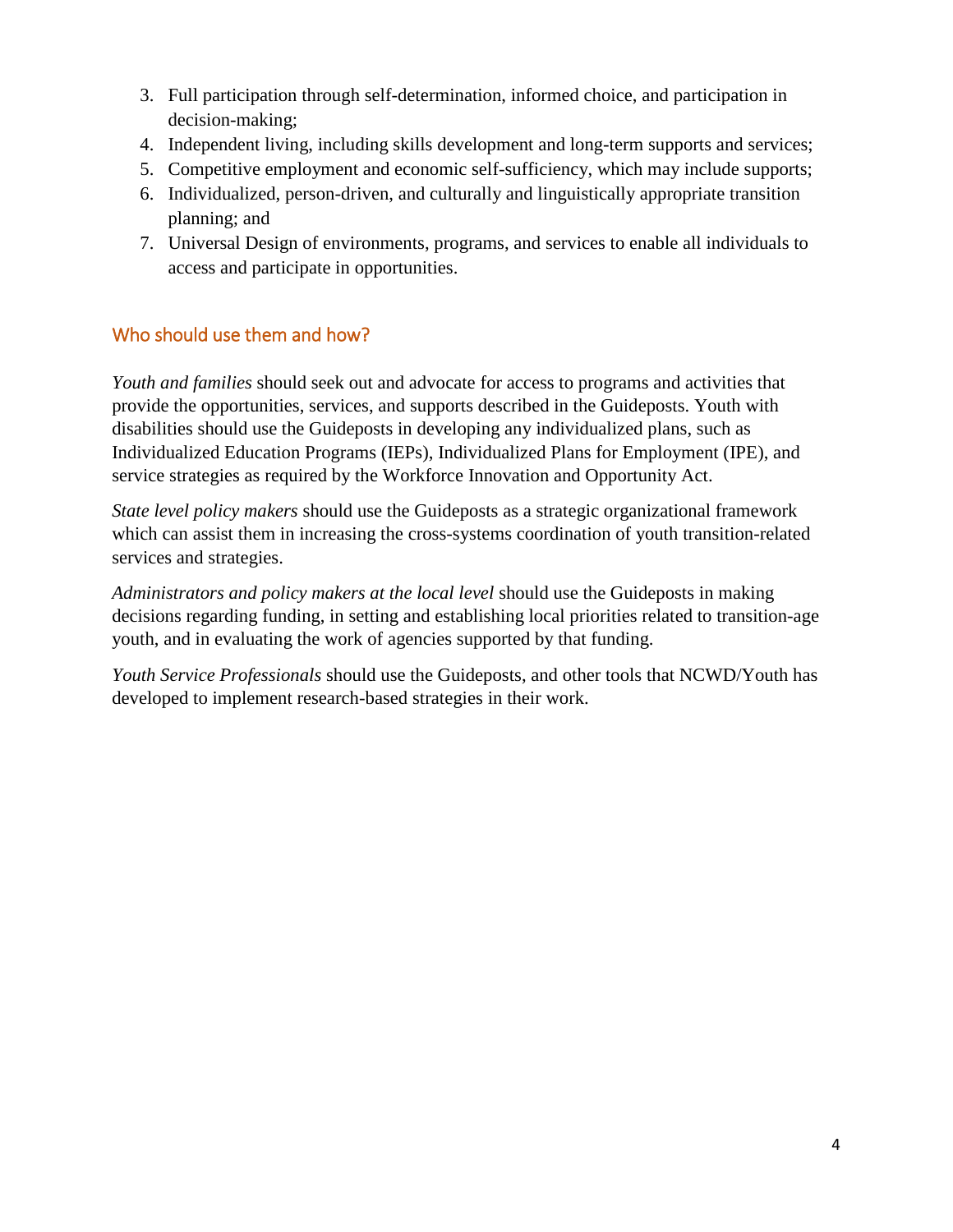3. Full participation through self-determination, informed choice, and participation in decision-making;
4. Independent living, including skills development and long-term supports and services;
5. Competitive employment and economic self-sufficiency, which may include supports;
6. Individualized, person-driven, and culturally and linguistically appropriate transition planning; and
7. Universal Design of environments, programs, and services to enable all individuals to access and participate in opportunities.

## Who should use them and how?

*Youth and families* should seek out and advocate for access to programs and activities that provide the opportunities, services, and supports described in the Guideposts. Youth with disabilities should use the Guideposts in developing any individualized plans, such as Individualized Education Programs (IEPs), Individualized Plans for Employment (IPE), and service strategies as required by the Workforce Innovation and Opportunity Act.

*State level policy makers* should use the Guideposts as a strategic organizational framework which can assist them in increasing the cross-systems coordination of youth transition-related services and strategies.

*Administrators and policy makers at the local level* should use the Guideposts in making decisions regarding funding, in setting and establishing local priorities related to transition-age youth, and in evaluating the work of agencies supported by that funding.

*Youth Service Professionals* should use the Guideposts, and other tools that NCWD/Youth has developed to implement research-based strategies in their work.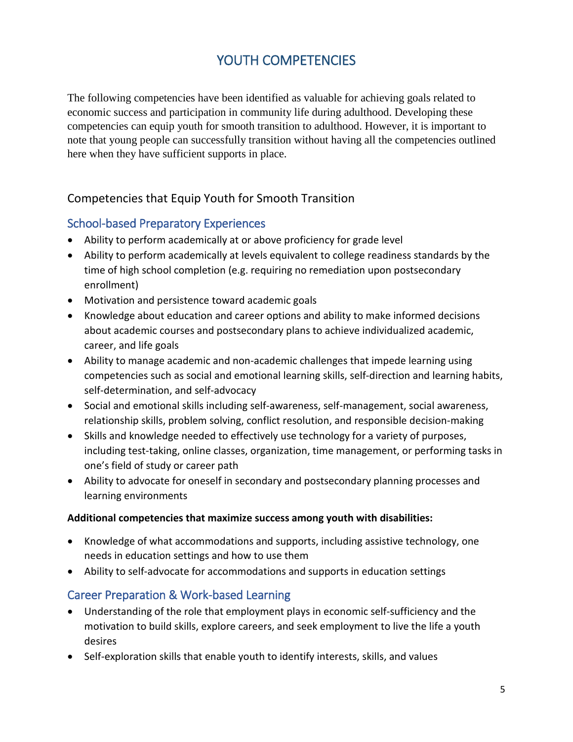# YOUTH COMPETENCIES

The following competencies have been identified as valuable for achieving goals related to economic success and participation in community life during adulthood. Developing these competencies can equip youth for smooth transition to adulthood. However, it is important to note that young people can successfully transition without having all the competencies outlined here when they have sufficient supports in place.

## Competencies that Equip Youth for Smooth Transition

### School-based Preparatory Experiences

- Ability to perform academically at or above proficiency for grade level
- Ability to perform academically at levels equivalent to college readiness standards by the time of high school completion (e.g. requiring no remediation upon postsecondary enrollment)
- Motivation and persistence toward academic goals
- Knowledge about education and career options and ability to make informed decisions about academic courses and postsecondary plans to achieve individualized academic, career, and life goals
- Ability to manage academic and non-academic challenges that impede learning using competencies such as social and emotional learning skills, self-direction and learning habits, self-determination, and self-advocacy
- Social and emotional skills including self-awareness, self-management, social awareness, relationship skills, problem solving, conflict resolution, and responsible decision-making
- Skills and knowledge needed to effectively use technology for a variety of purposes, including test-taking, online classes, organization, time management, or performing tasks in one's field of study or career path
- Ability to advocate for oneself in secondary and postsecondary planning processes and learning environments

**Additional competencies that maximize success among youth with disabilities:**

- Knowledge of what accommodations and supports, including assistive technology, one needs in education settings and how to use them
- Ability to self-advocate for accommodations and supports in education settings

### Career Preparation & Work-based Learning

- Understanding of the role that employment plays in economic self-sufficiency and the motivation to build skills, explore careers, and seek employment to live the life a youth desires
- Self-exploration skills that enable youth to identify interests, skills, and values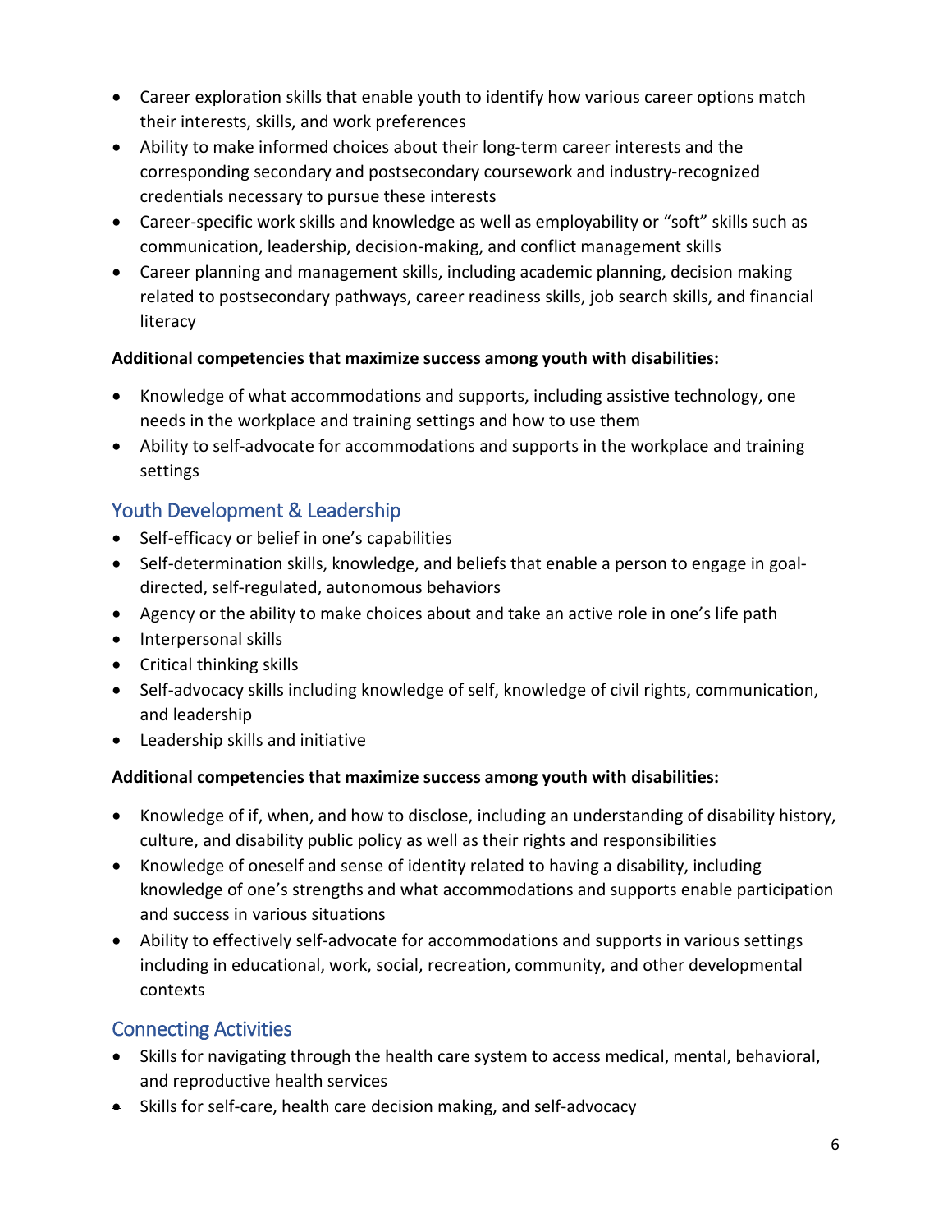- Career exploration skills that enable youth to identify how various career options match their interests, skills, and work preferences
- Ability to make informed choices about their long-term career interests and the corresponding secondary and postsecondary coursework and industry-recognized credentials necessary to pursue these interests
- Career-specific work skills and knowledge as well as employability or "soft" skills such as communication, leadership, decision-making, and conflict management skills
- Career planning and management skills, including academic planning, decision making related to postsecondary pathways, career readiness skills, job search skills, and financial literacy

**Additional competencies that maximize success among youth with disabilities:**

- Knowledge of what accommodations and supports, including assistive technology, one needs in the workplace and training settings and how to use them
- Ability to self-advocate for accommodations and supports in the workplace and training settings

## Youth Development & Leadership

- Self-efficacy or belief in one's capabilities
- Self-determination skills, knowledge, and beliefs that enable a person to engage in goal-directed, self-regulated, autonomous behaviors
- Agency or the ability to make choices about and take an active role in one's life path
- Interpersonal skills
- Critical thinking skills
- Self-advocacy skills including knowledge of self, knowledge of civil rights, communication, and leadership
- Leadership skills and initiative

**Additional competencies that maximize success among youth with disabilities:**

- Knowledge of if, when, and how to disclose, including an understanding of disability history, culture, and disability public policy as well as their rights and responsibilities
- Knowledge of oneself and sense of identity related to having a disability, including knowledge of one's strengths and what accommodations and supports enable participation and success in various situations
- Ability to effectively self-advocate for accommodations and supports in various settings including in educational, work, social, recreation, community, and other developmental contexts

## Connecting Activities

- Skills for navigating through the health care system to access medical, mental, behavioral, and reproductive health services
- Skills for self-care, health care decision making, and self-advocacy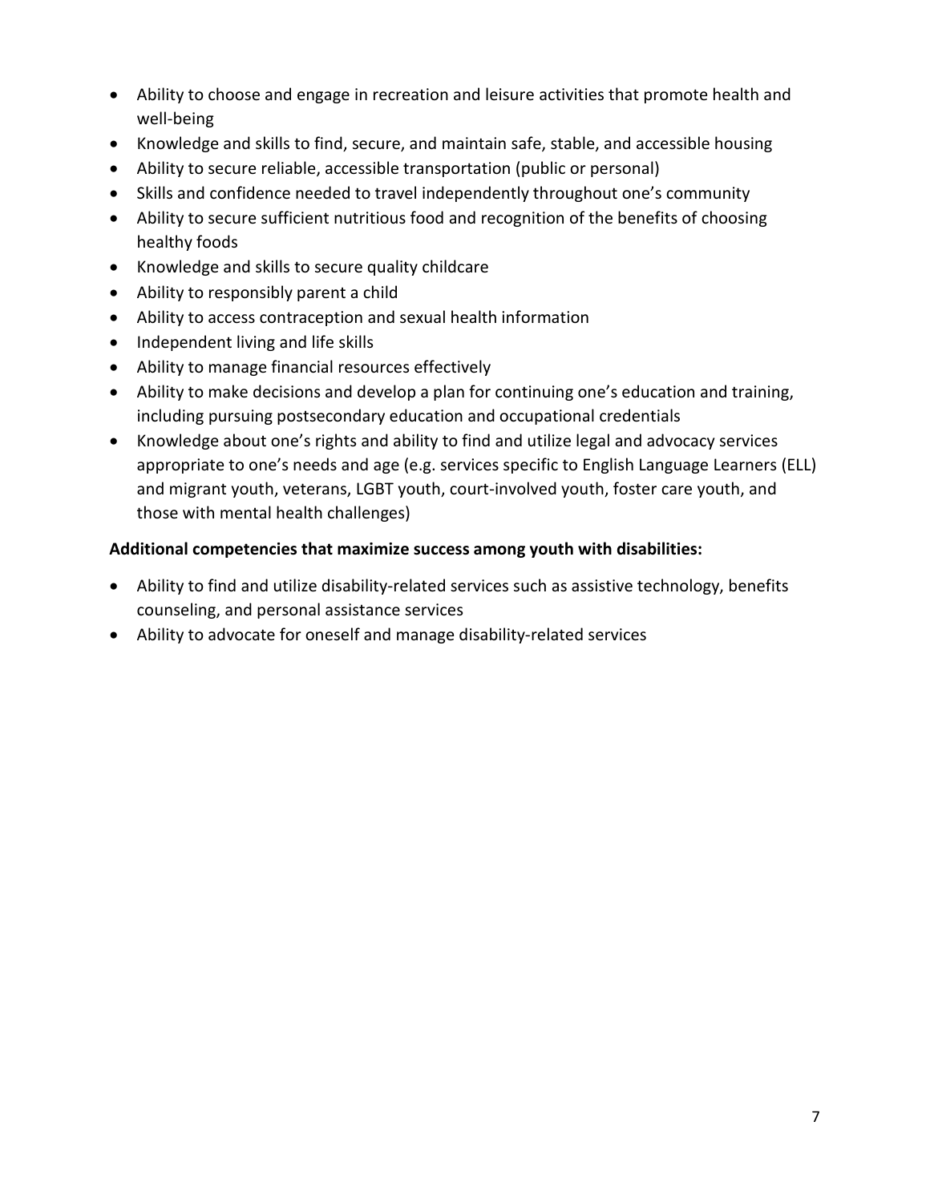- Ability to choose and engage in recreation and leisure activities that promote health and well-being
- Knowledge and skills to find, secure, and maintain safe, stable, and accessible housing
- Ability to secure reliable, accessible transportation (public or personal)
- Skills and confidence needed to travel independently throughout one's community
- Ability to secure sufficient nutritious food and recognition of the benefits of choosing healthy foods
- Knowledge and skills to secure quality childcare
- Ability to responsibly parent a child
- Ability to access contraception and sexual health information
- Independent living and life skills
- Ability to manage financial resources effectively
- Ability to make decisions and develop a plan for continuing one's education and training, including pursuing postsecondary education and occupational credentials
- Knowledge about one's rights and ability to find and utilize legal and advocacy services appropriate to one's needs and age (e.g. services specific to English Language Learners (ELL) and migrant youth, veterans, LGBT youth, court-involved youth, foster care youth, and those with mental health challenges)

**Additional competencies that maximize success among youth with disabilities:**

- Ability to find and utilize disability-related services such as assistive technology, benefits counseling, and personal assistance services
- Ability to advocate for oneself and manage disability-related services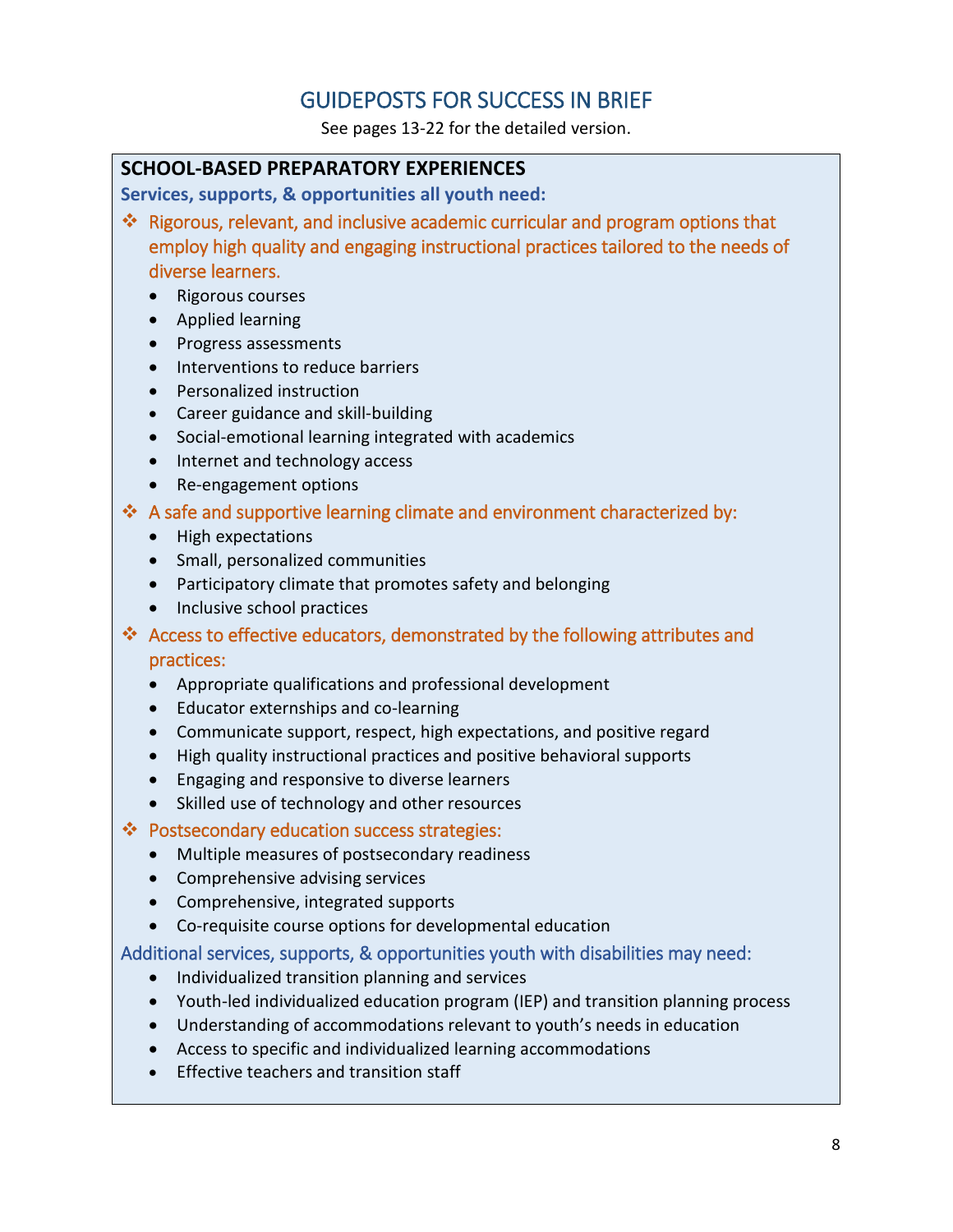# GUIDEPOSTS FOR SUCCESS IN BRIEF

See pages 13-22 for the detailed version.

## SCHOOL-BASED PREPARATORY EXPERIENCES

### Services, supports, & opportunities all youth need:

- **Rigorous, relevant, and inclusive academic curricular and program options that employ high quality and engaging instructional practices tailored to the needs of diverse learners.**
  - Rigorous courses
  - Applied learning
  - Progress assessments
  - Interventions to reduce barriers
  - Personalized instruction
  - Career guidance and skill-building
  - Social-emotional learning integrated with academics
  - Internet and technology access
  - Re-engagement options
- **A safe and supportive learning climate and environment characterized by:**
  - High expectations
  - Small, personalized communities
  - Participatory climate that promotes safety and belonging
  - Inclusive school practices
- **Access to effective educators, demonstrated by the following attributes and practices:**
  - Appropriate qualifications and professional development
  - Educator externships and co-learning
  - Communicate support, respect, high expectations, and positive regard
  - High quality instructional practices and positive behavioral supports
  - Engaging and responsive to diverse learners
  - Skilled use of technology and other resources
- **Postsecondary education success strategies:**
  - Multiple measures of postsecondary readiness
  - Comprehensive advising services
  - Comprehensive, integrated supports
  - Co-requisite course options for developmental education

### Additional services, supports, & opportunities youth with disabilities may need:

- Individualized transition planning and services
- Youth-led individualized education program (IEP) and transition planning process
- Understanding of accommodations relevant to youth's needs in education
- Access to specific and individualized learning accommodations
- Effective teachers and transition staff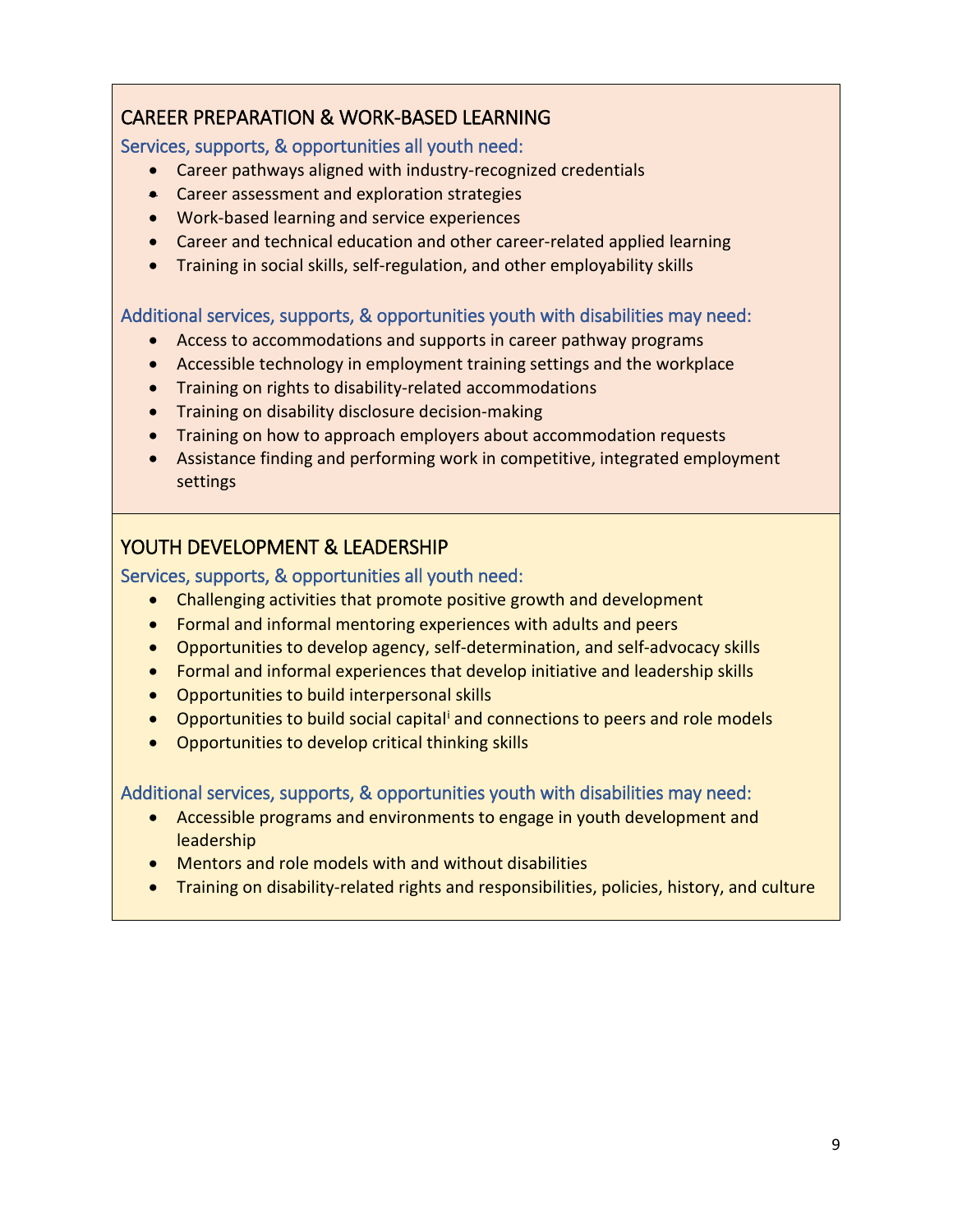## CAREER PREPARATION & WORK-BASED LEARNING

### Services, supports, & opportunities all youth need:

- Career pathways aligned with industry-recognized credentials
- Career assessment and exploration strategies
- Work-based learning and service experiences
- Career and technical education and other career-related applied learning
- Training in social skills, self-regulation, and other employability skills

### Additional services, supports, & opportunities youth with disabilities may need:

- Access to accommodations and supports in career pathway programs
- Accessible technology in employment training settings and the workplace
- Training on rights to disability-related accommodations
- Training on disability disclosure decision-making
- Training on how to approach employers about accommodation requests
- Assistance finding and performing work in competitive, integrated employment settings

## YOUTH DEVELOPMENT & LEADERSHIP

### Services, supports, & opportunities all youth need:

- Challenging activities that promote positive growth and development
- Formal and informal mentoring experiences with adults and peers
- Opportunities to develop agency, self-determination, and self-advocacy skills
- Formal and informal experiences that develop initiative and leadership skills
- Opportunities to build interpersonal skills
- Opportunities to build social capital[i] and connections to peers and role models
- Opportunities to develop critical thinking skills

### Additional services, supports, & opportunities youth with disabilities may need:

- Accessible programs and environments to engage in youth development and leadership
- Mentors and role models with and without disabilities
- Training on disability-related rights and responsibilities, policies, history, and culture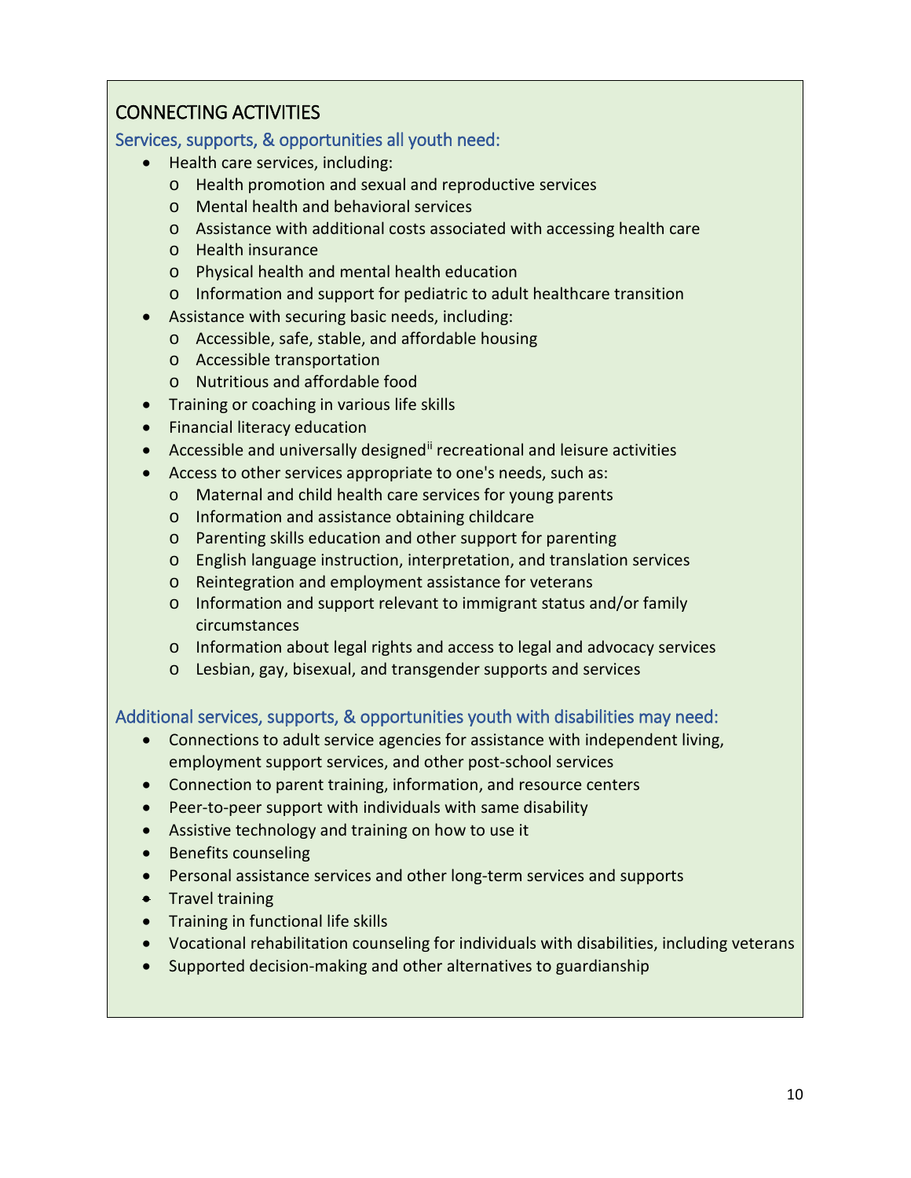## CONNECTING ACTIVITIES

### Services, supports, & opportunities all youth need:

- Health care services, including:
  - Health promotion and sexual and reproductive services
  - Mental health and behavioral services
  - Assistance with additional costs associated with accessing health care
  - Health insurance
  - Physical health and mental health education
  - Information and support for pediatric to adult healthcare transition
- Assistance with securing basic needs, including:
  - Accessible, safe, stable, and affordable housing
  - Accessible transportation
  - Nutritious and affordable food
- Training or coaching in various life skills
- Financial literacy education
- Accessible and universally designed[ii] recreational and leisure activities
- Access to other services appropriate to one's needs, such as:
  - Maternal and child health care services for young parents
  - Information and assistance obtaining childcare
  - Parenting skills education and other support for parenting
  - English language instruction, interpretation, and translation services
  - Reintegration and employment assistance for veterans
  - Information and support relevant to immigrant status and/or family circumstances
  - Information about legal rights and access to legal and advocacy services
  - Lesbian, gay, bisexual, and transgender supports and services

### Additional services, supports, & opportunities youth with disabilities may need:

- Connections to adult service agencies for assistance with independent living, employment support services, and other post-school services
- Connection to parent training, information, and resource centers
- Peer-to-peer support with individuals with same disability
- Assistive technology and training on how to use it
- Benefits counseling
- Personal assistance services and other long-term services and supports
- Travel training
- Training in functional life skills
- Vocational rehabilitation counseling for individuals with disabilities, including veterans
- Supported decision-making and other alternatives to guardianship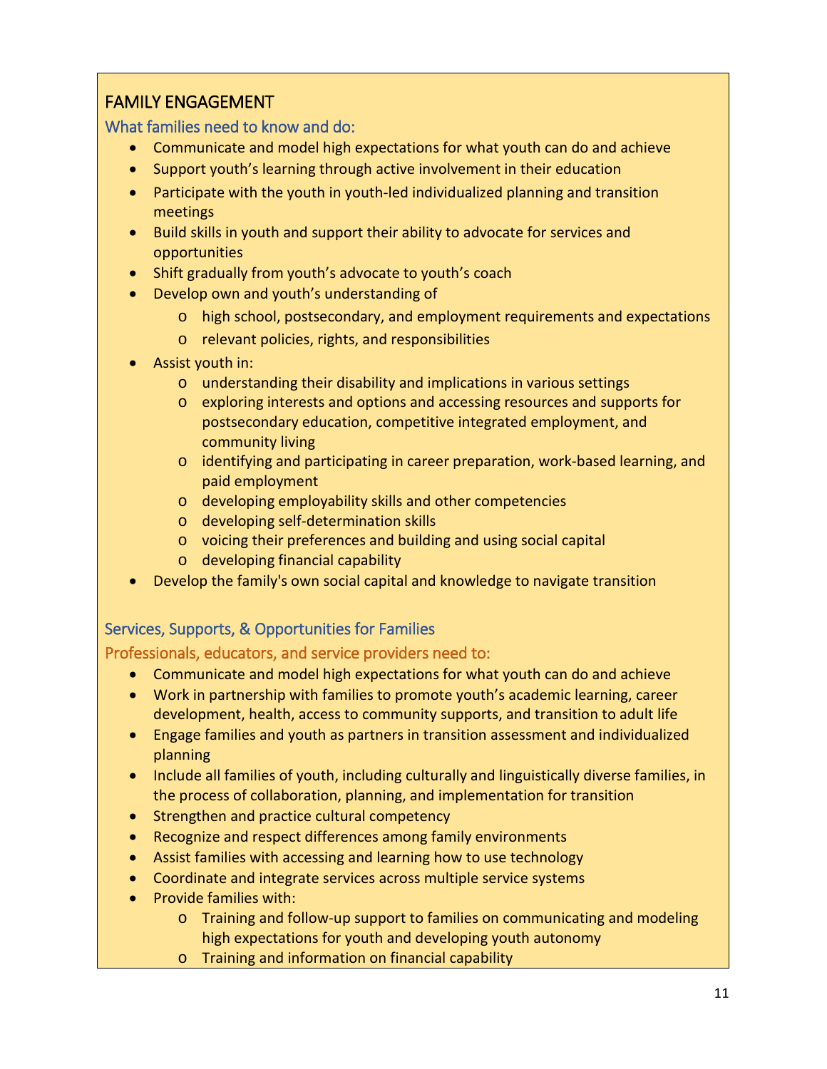## FAMILY ENGAGEMENT

### What families need to know and do:

- Communicate and model high expectations for what youth can do and achieve
- Support youth's learning through active involvement in their education
- Participate with the youth in youth-led individualized planning and transition meetings
- Build skills in youth and support their ability to advocate for services and opportunities
- Shift gradually from youth's advocate to youth's coach
- Develop own and youth's understanding of
  - high school, postsecondary, and employment requirements and expectations
  - relevant policies, rights, and responsibilities
- Assist youth in:
  - understanding their disability and implications in various settings
  - exploring interests and options and accessing resources and supports for postsecondary education, competitive integrated employment, and community living
  - identifying and participating in career preparation, work-based learning, and paid employment
  - developing employability skills and other competencies
  - developing self-determination skills
  - voicing their preferences and building and using social capital
  - developing financial capability
- Develop the family's own social capital and knowledge to navigate transition

### Services, Supports, & Opportunities for Families

#### Professionals, educators, and service providers need to:

- Communicate and model high expectations for what youth can do and achieve
- Work in partnership with families to promote youth's academic learning, career development, health, access to community supports, and transition to adult life
- Engage families and youth as partners in transition assessment and individualized planning
- Include all families of youth, including culturally and linguistically diverse families, in the process of collaboration, planning, and implementation for transition
- Strengthen and practice cultural competency
- Recognize and respect differences among family environments
- Assist families with accessing and learning how to use technology
- Coordinate and integrate services across multiple service systems
- Provide families with:
  - Training and follow-up support to families on communicating and modeling high expectations for youth and developing youth autonomy
  - Training and information on financial capability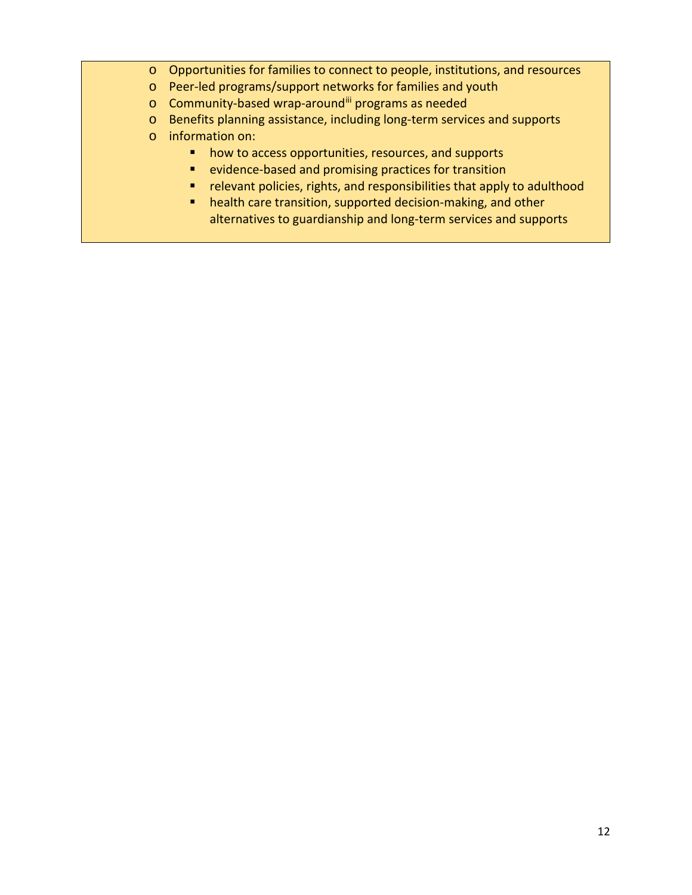- Opportunities for families to connect to people, institutions, and resources
- Peer-led programs/support networks for families and youth
- Community-based wrap-around[iii] programs as needed
- Benefits planning assistance, including long-term services and supports
- information on:
    - how to access opportunities, resources, and supports
    - evidence-based and promising practices for transition
    - relevant policies, rights, and responsibilities that apply to adulthood
    - health care transition, supported decision-making, and other alternatives to guardianship and long-term services and supports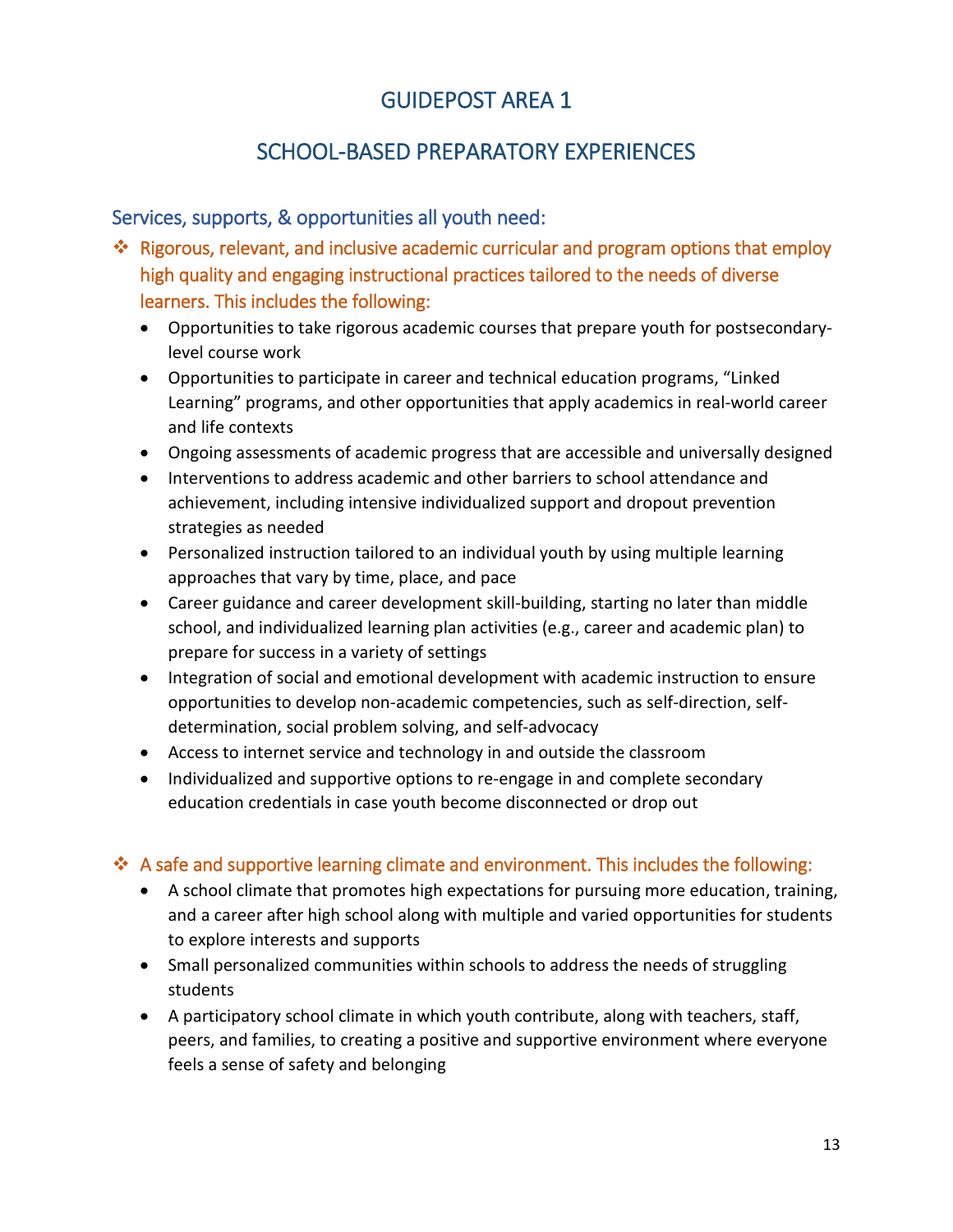# GUIDEPOST AREA 1

# SCHOOL-BASED PREPARATORY EXPERIENCES

## Services, supports, & opportunities all youth need:

❖ Rigorous, relevant, and inclusive academic curricular and program options that employ high quality and engaging instructional practices tailored to the needs of diverse learners. This includes the following:

- Opportunities to take rigorous academic courses that prepare youth for postsecondary-level course work
- Opportunities to participate in career and technical education programs, "Linked Learning" programs, and other opportunities that apply academics in real-world career and life contexts
- Ongoing assessments of academic progress that are accessible and universally designed
- Interventions to address academic and other barriers to school attendance and achievement, including intensive individualized support and dropout prevention strategies as needed
- Personalized instruction tailored to an individual youth by using multiple learning approaches that vary by time, place, and pace
- Career guidance and career development skill-building, starting no later than middle school, and individualized learning plan activities (e.g., career and academic plan) to prepare for success in a variety of settings
- Integration of social and emotional development with academic instruction to ensure opportunities to develop non-academic competencies, such as self-direction, self-determination, social problem solving, and self-advocacy
- Access to internet service and technology in and outside the classroom
- Individualized and supportive options to re-engage in and complete secondary education credentials in case youth become disconnected or drop out

❖ A safe and supportive learning climate and environment. This includes the following:

- A school climate that promotes high expectations for pursuing more education, training, and a career after high school along with multiple and varied opportunities for students to explore interests and supports
- Small personalized communities within schools to address the needs of struggling students
- A participatory school climate in which youth contribute, along with teachers, staff, peers, and families, to creating a positive and supportive environment where everyone feels a sense of safety and belonging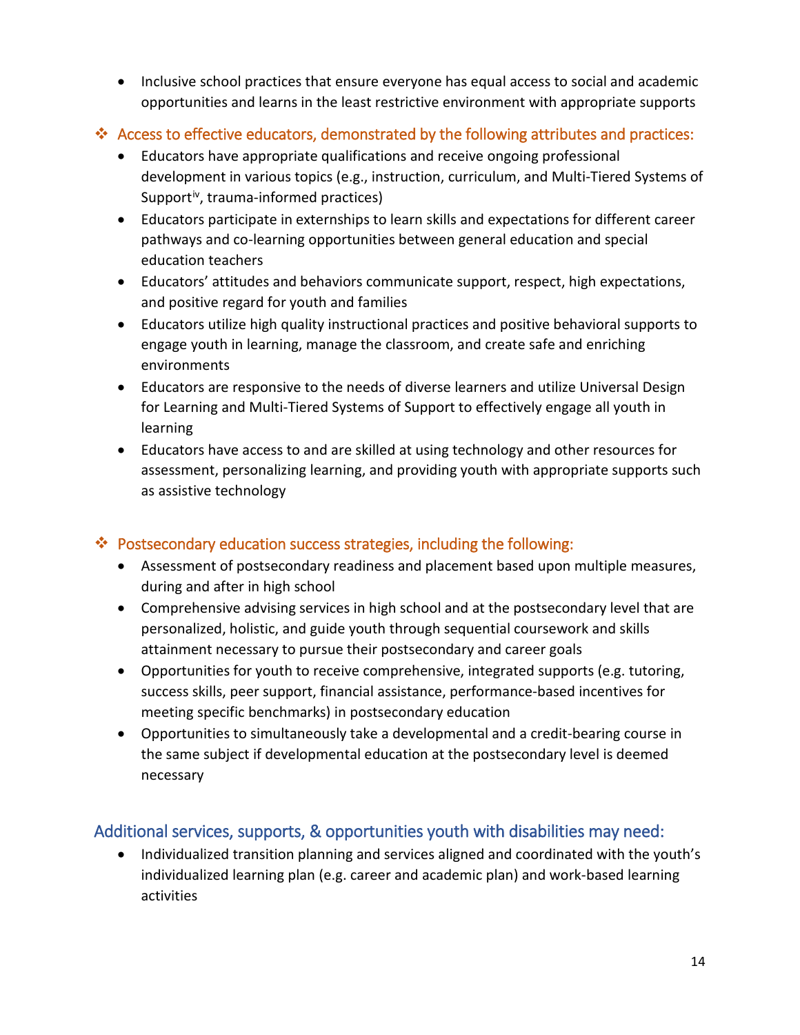- Inclusive school practices that ensure everyone has equal access to social and academic opportunities and learns in the least restrictive environment with appropriate supports

❖ **Access to effective educators, demonstrated by the following attributes and practices:**

- Educators have appropriate qualifications and receive ongoing professional development in various topics (e.g., instruction, curriculum, and Multi-Tiered Systems of Support[iv], trauma-informed practices)
- Educators participate in externships to learn skills and expectations for different career pathways and co-learning opportunities between general education and special education teachers
- Educators' attitudes and behaviors communicate support, respect, high expectations, and positive regard for youth and families
- Educators utilize high quality instructional practices and positive behavioral supports to engage youth in learning, manage the classroom, and create safe and enriching environments
- Educators are responsive to the needs of diverse learners and utilize Universal Design for Learning and Multi-Tiered Systems of Support to effectively engage all youth in learning
- Educators have access to and are skilled at using technology and other resources for assessment, personalizing learning, and providing youth with appropriate supports such as assistive technology

❖ **Postsecondary education success strategies, including the following:**

- Assessment of postsecondary readiness and placement based upon multiple measures, during and after in high school
- Comprehensive advising services in high school and at the postsecondary level that are personalized, holistic, and guide youth through sequential coursework and skills attainment necessary to pursue their postsecondary and career goals
- Opportunities for youth to receive comprehensive, integrated supports (e.g. tutoring, success skills, peer support, financial assistance, performance-based incentives for meeting specific benchmarks) in postsecondary education
- Opportunities to simultaneously take a developmental and a credit-bearing course in the same subject if developmental education at the postsecondary level is deemed necessary

## Additional services, supports, & opportunities youth with disabilities may need:

- Individualized transition planning and services aligned and coordinated with the youth's individualized learning plan (e.g. career and academic plan) and work-based learning activities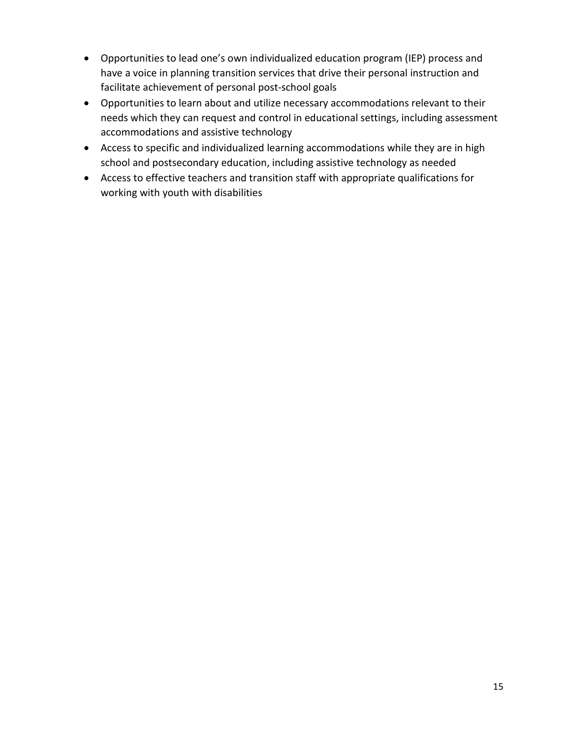- Opportunities to lead one's own individualized education program (IEP) process and have a voice in planning transition services that drive their personal instruction and facilitate achievement of personal post-school goals
- Opportunities to learn about and utilize necessary accommodations relevant to their needs which they can request and control in educational settings, including assessment accommodations and assistive technology
- Access to specific and individualized learning accommodations while they are in high school and postsecondary education, including assistive technology as needed
- Access to effective teachers and transition staff with appropriate qualifications for working with youth with disabilities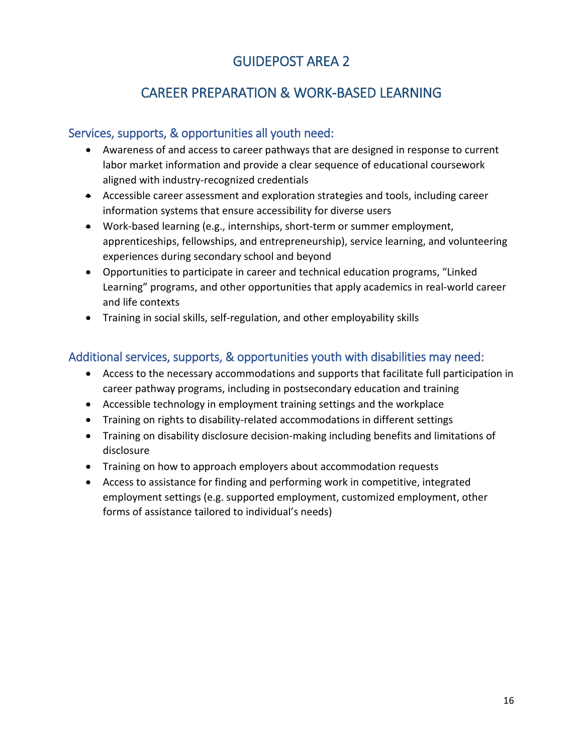# GUIDEPOST AREA 2

# CAREER PREPARATION & WORK-BASED LEARNING

## Services, supports, & opportunities all youth need:

- Awareness of and access to career pathways that are designed in response to current labor market information and provide a clear sequence of educational coursework aligned with industry-recognized credentials
- Accessible career assessment and exploration strategies and tools, including career information systems that ensure accessibility for diverse users
- Work-based learning (e.g., internships, short-term or summer employment, apprenticeships, fellowships, and entrepreneurship), service learning, and volunteering experiences during secondary school and beyond
- Opportunities to participate in career and technical education programs, "Linked Learning" programs, and other opportunities that apply academics in real-world career and life contexts
- Training in social skills, self-regulation, and other employability skills

## Additional services, supports, & opportunities youth with disabilities may need:

- Access to the necessary accommodations and supports that facilitate full participation in career pathway programs, including in postsecondary education and training
- Accessible technology in employment training settings and the workplace
- Training on rights to disability-related accommodations in different settings
- Training on disability disclosure decision-making including benefits and limitations of disclosure
- Training on how to approach employers about accommodation requests
- Access to assistance for finding and performing work in competitive, integrated employment settings (e.g. supported employment, customized employment, other forms of assistance tailored to individual's needs)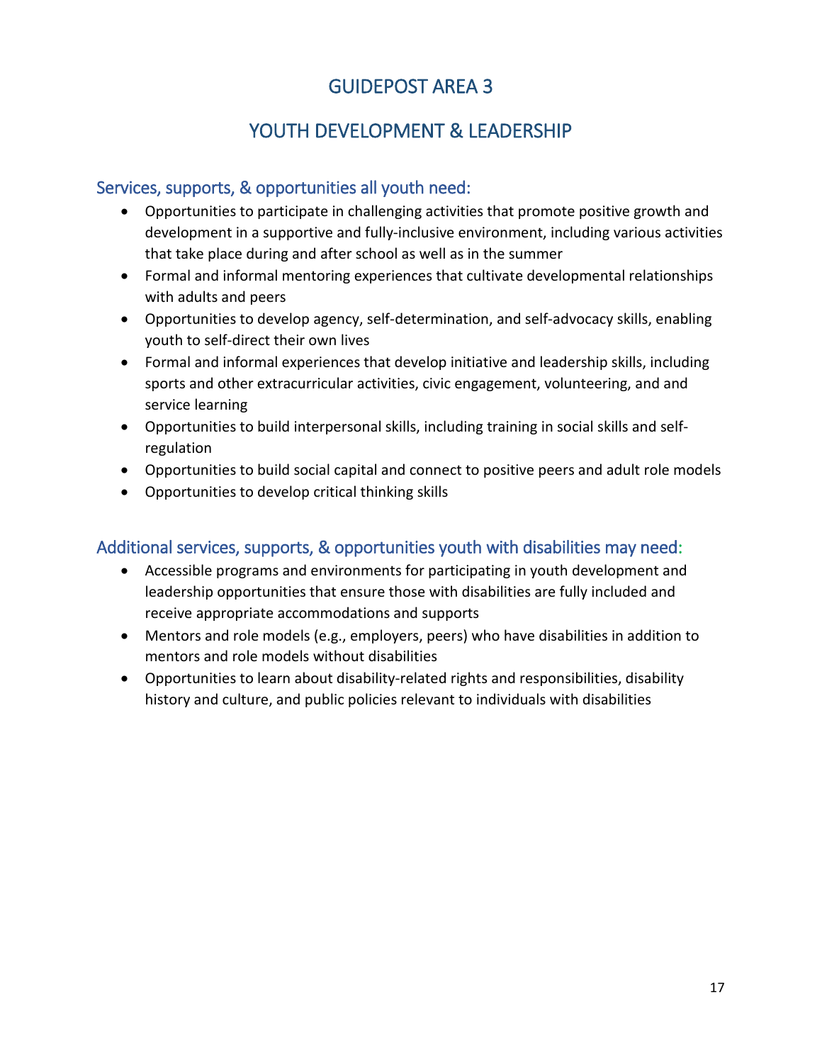# GUIDEPOST AREA 3

# YOUTH DEVELOPMENT & LEADERSHIP

## Services, supports, & opportunities all youth need:

- Opportunities to participate in challenging activities that promote positive growth and development in a supportive and fully-inclusive environment, including various activities that take place during and after school as well as in the summer
- Formal and informal mentoring experiences that cultivate developmental relationships with adults and peers
- Opportunities to develop agency, self-determination, and self-advocacy skills, enabling youth to self-direct their own lives
- Formal and informal experiences that develop initiative and leadership skills, including sports and other extracurricular activities, civic engagement, volunteering, and and service learning
- Opportunities to build interpersonal skills, including training in social skills and self-regulation
- Opportunities to build social capital and connect to positive peers and adult role models
- Opportunities to develop critical thinking skills

## Additional services, supports, & opportunities youth with disabilities may need:

- Accessible programs and environments for participating in youth development and leadership opportunities that ensure those with disabilities are fully included and receive appropriate accommodations and supports
- Mentors and role models (e.g., employers, peers) who have disabilities in addition to mentors and role models without disabilities
- Opportunities to learn about disability-related rights and responsibilities, disability history and culture, and public policies relevant to individuals with disabilities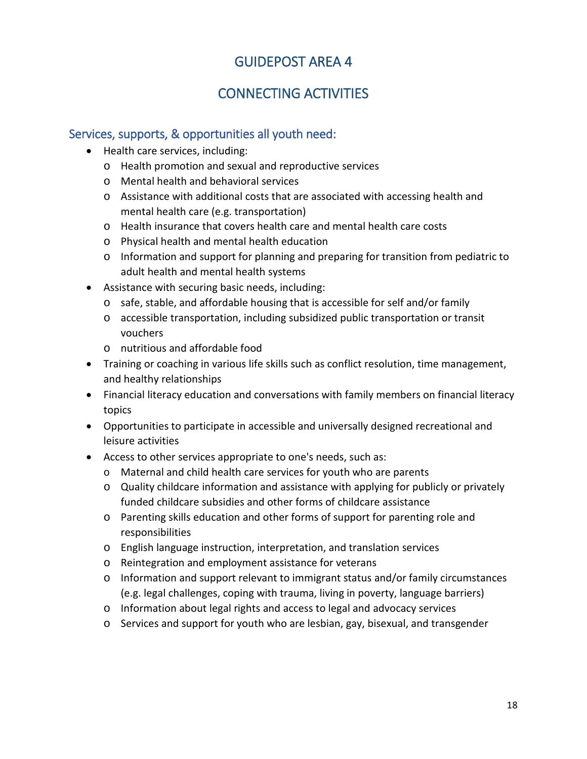# GUIDEPOST AREA 4

# CONNECTING ACTIVITIES

## Services, supports, & opportunities all youth need:

- Health care services, including:
  - Health promotion and sexual and reproductive services
  - Mental health and behavioral services
  - Assistance with additional costs that are associated with accessing health and mental health care (e.g. transportation)
  - Health insurance that covers health care and mental health care costs
  - Physical health and mental health education
  - Information and support for planning and preparing for transition from pediatric to adult health and mental health systems
- Assistance with securing basic needs, including:
  - safe, stable, and affordable housing that is accessible for self and/or family
  - accessible transportation, including subsidized public transportation or transit vouchers
  - nutritious and affordable food
- Training or coaching in various life skills such as conflict resolution, time management, and healthy relationships
- Financial literacy education and conversations with family members on financial literacy topics
- Opportunities to participate in accessible and universally designed recreational and leisure activities
- Access to other services appropriate to one's needs, such as:
  - Maternal and child health care services for youth who are parents
  - Quality childcare information and assistance with applying for publicly or privately funded childcare subsidies and other forms of childcare assistance
  - Parenting skills education and other forms of support for parenting role and responsibilities
  - English language instruction, interpretation, and translation services
  - Reintegration and employment assistance for veterans
  - Information and support relevant to immigrant status and/or family circumstances (e.g. legal challenges, coping with trauma, living in poverty, language barriers)
  - Information about legal rights and access to legal and advocacy services
  - Services and support for youth who are lesbian, gay, bisexual, and transgender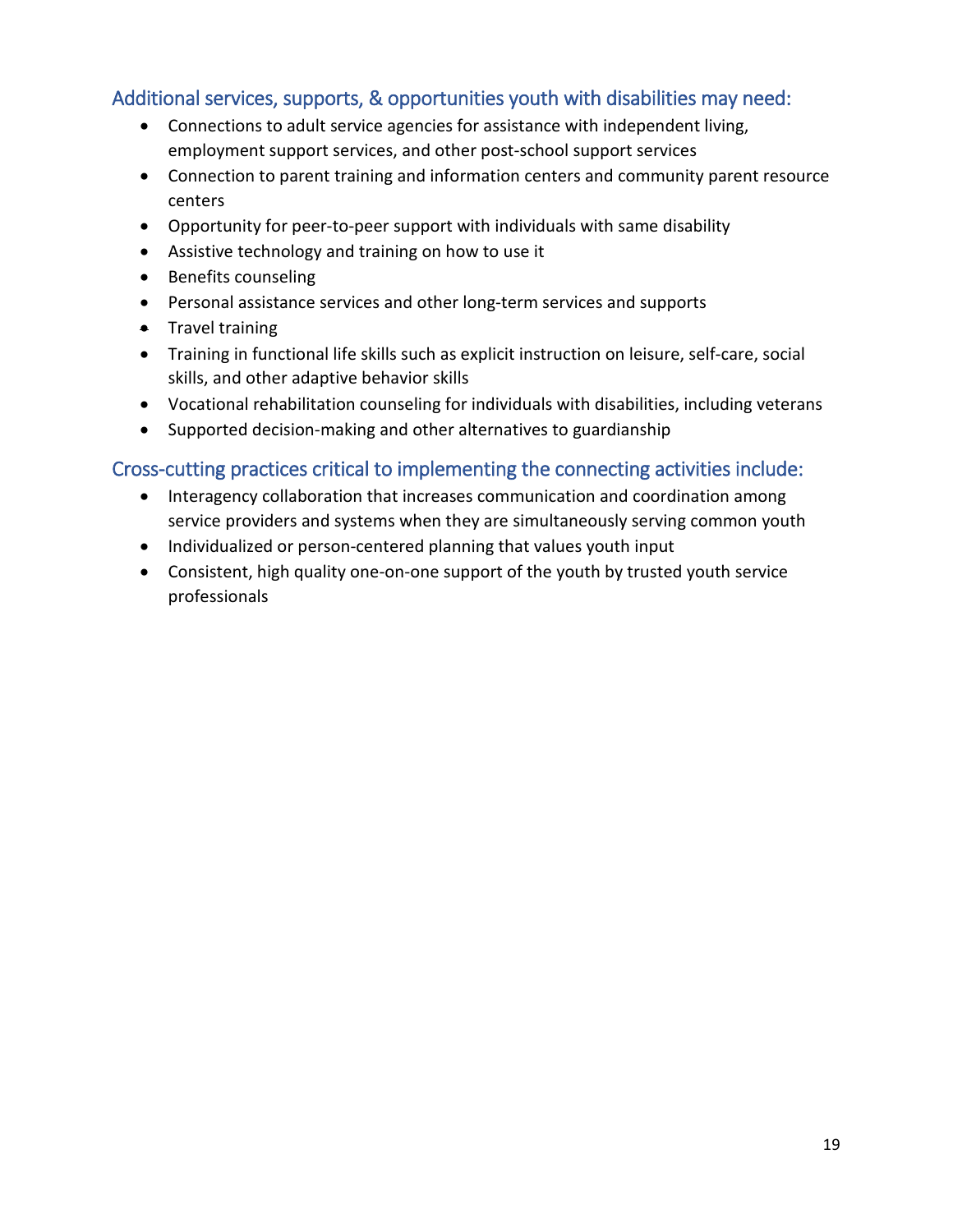## Additional services, supports, & opportunities youth with disabilities may need:

- Connections to adult service agencies for assistance with independent living, employment support services, and other post-school support services
- Connection to parent training and information centers and community parent resource centers
- Opportunity for peer-to-peer support with individuals with same disability
- Assistive technology and training on how to use it
- Benefits counseling
- Personal assistance services and other long-term services and supports
- Travel training
- Training in functional life skills such as explicit instruction on leisure, self-care, social skills, and other adaptive behavior skills
- Vocational rehabilitation counseling for individuals with disabilities, including veterans
- Supported decision-making and other alternatives to guardianship

## Cross-cutting practices critical to implementing the connecting activities include:

- Interagency collaboration that increases communication and coordination among service providers and systems when they are simultaneously serving common youth
- Individualized or person-centered planning that values youth input
- Consistent, high quality one-on-one support of the youth by trusted youth service professionals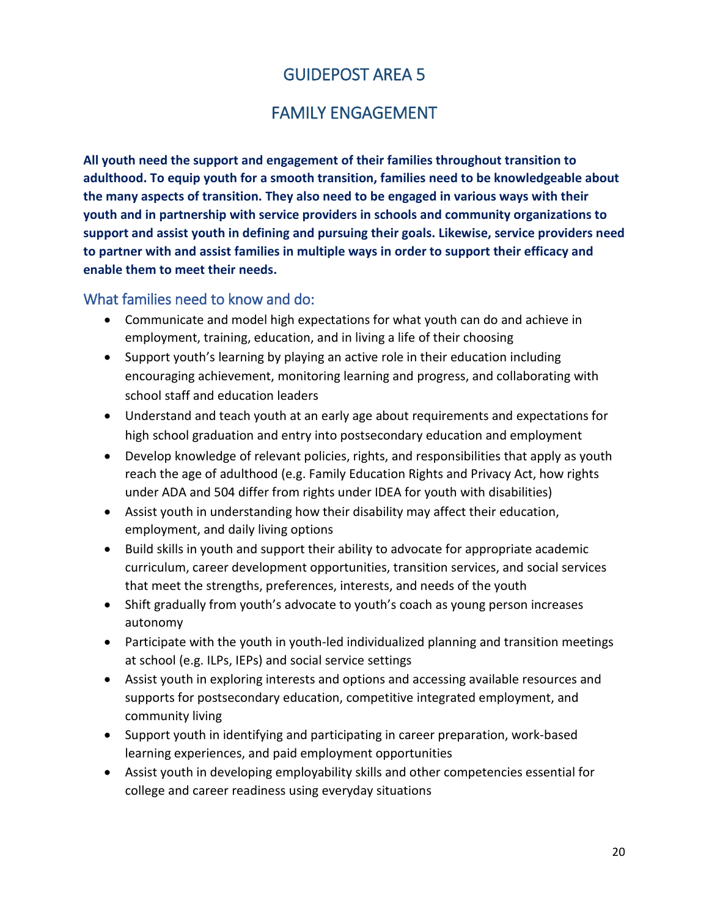# GUIDEPOST AREA 5

# FAMILY ENGAGEMENT

**All youth need the support and engagement of their families throughout transition to adulthood. To equip youth for a smooth transition, families need to be knowledgeable about the many aspects of transition. They also need to be engaged in various ways with their youth and in partnership with service providers in schools and community organizations to support and assist youth in defining and pursuing their goals. Likewise, service providers need to partner with and assist families in multiple ways in order to support their efficacy and enable them to meet their needs.**

## What families need to know and do:

- Communicate and model high expectations for what youth can do and achieve in employment, training, education, and in living a life of their choosing
- Support youth's learning by playing an active role in their education including encouraging achievement, monitoring learning and progress, and collaborating with school staff and education leaders
- Understand and teach youth at an early age about requirements and expectations for high school graduation and entry into postsecondary education and employment
- Develop knowledge of relevant policies, rights, and responsibilities that apply as youth reach the age of adulthood (e.g. Family Education Rights and Privacy Act, how rights under ADA and 504 differ from rights under IDEA for youth with disabilities)
- Assist youth in understanding how their disability may affect their education, employment, and daily living options
- Build skills in youth and support their ability to advocate for appropriate academic curriculum, career development opportunities, transition services, and social services that meet the strengths, preferences, interests, and needs of the youth
- Shift gradually from youth's advocate to youth's coach as young person increases autonomy
- Participate with the youth in youth-led individualized planning and transition meetings at school (e.g. ILPs, IEPs) and social service settings
- Assist youth in exploring interests and options and accessing available resources and supports for postsecondary education, competitive integrated employment, and community living
- Support youth in identifying and participating in career preparation, work-based learning experiences, and paid employment opportunities
- Assist youth in developing employability skills and other competencies essential for college and career readiness using everyday situations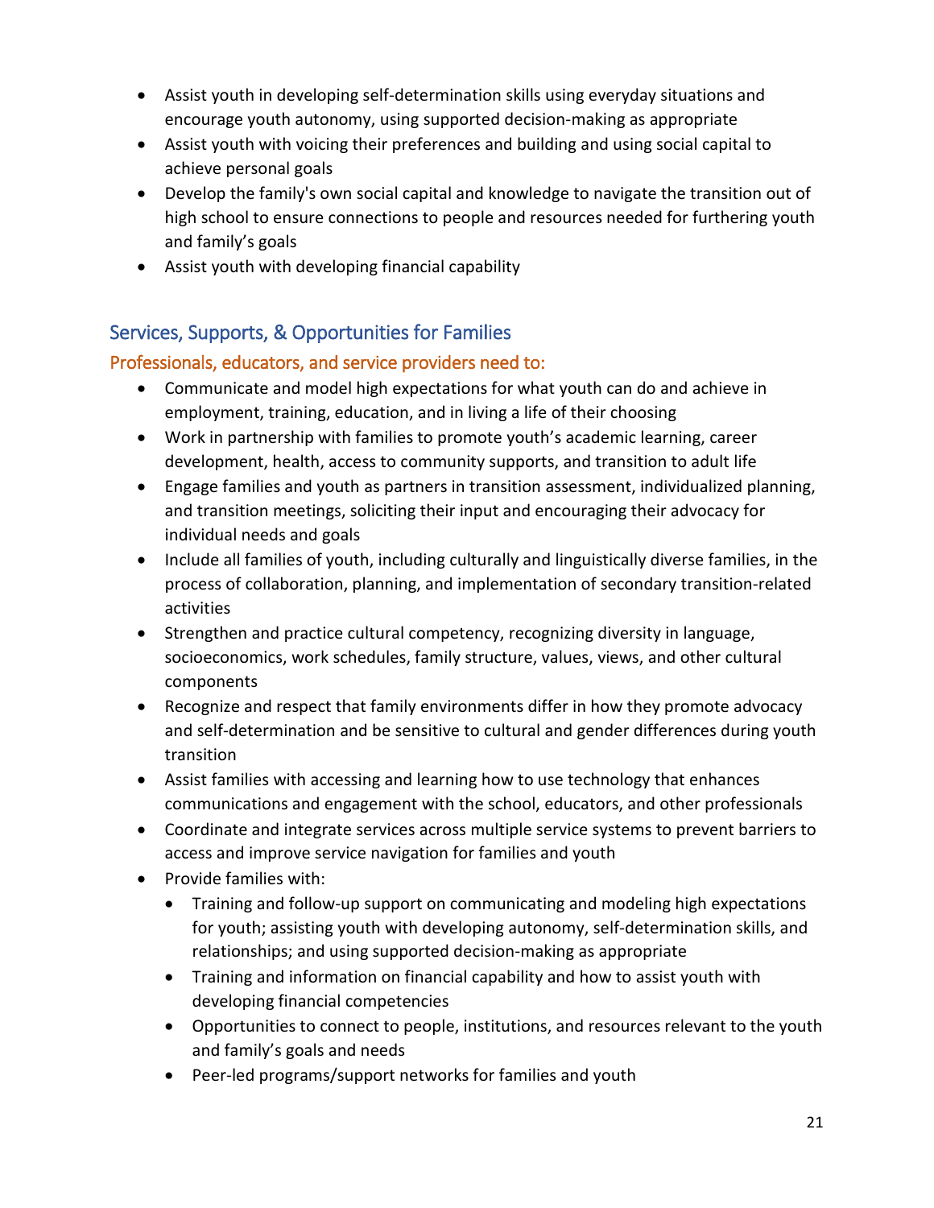- Assist youth in developing self-determination skills using everyday situations and encourage youth autonomy, using supported decision-making as appropriate
- Assist youth with voicing their preferences and building and using social capital to achieve personal goals
- Develop the family's own social capital and knowledge to navigate the transition out of high school to ensure connections to people and resources needed for furthering youth and family's goals
- Assist youth with developing financial capability

## Services, Supports, & Opportunities for Families

### Professionals, educators, and service providers need to:

- Communicate and model high expectations for what youth can do and achieve in employment, training, education, and in living a life of their choosing
- Work in partnership with families to promote youth's academic learning, career development, health, access to community supports, and transition to adult life
- Engage families and youth as partners in transition assessment, individualized planning, and transition meetings, soliciting their input and encouraging their advocacy for individual needs and goals
- Include all families of youth, including culturally and linguistically diverse families, in the process of collaboration, planning, and implementation of secondary transition-related activities
- Strengthen and practice cultural competency, recognizing diversity in language, socioeconomics, work schedules, family structure, values, views, and other cultural components
- Recognize and respect that family environments differ in how they promote advocacy and self-determination and be sensitive to cultural and gender differences during youth transition
- Assist families with accessing and learning how to use technology that enhances communications and engagement with the school, educators, and other professionals
- Coordinate and integrate services across multiple service systems to prevent barriers to access and improve service navigation for families and youth
- Provide families with:
  - Training and follow-up support on communicating and modeling high expectations for youth; assisting youth with developing autonomy, self-determination skills, and relationships; and using supported decision-making as appropriate
  - Training and information on financial capability and how to assist youth with developing financial competencies
  - Opportunities to connect to people, institutions, and resources relevant to the youth and family's goals and needs
  - Peer-led programs/support networks for families and youth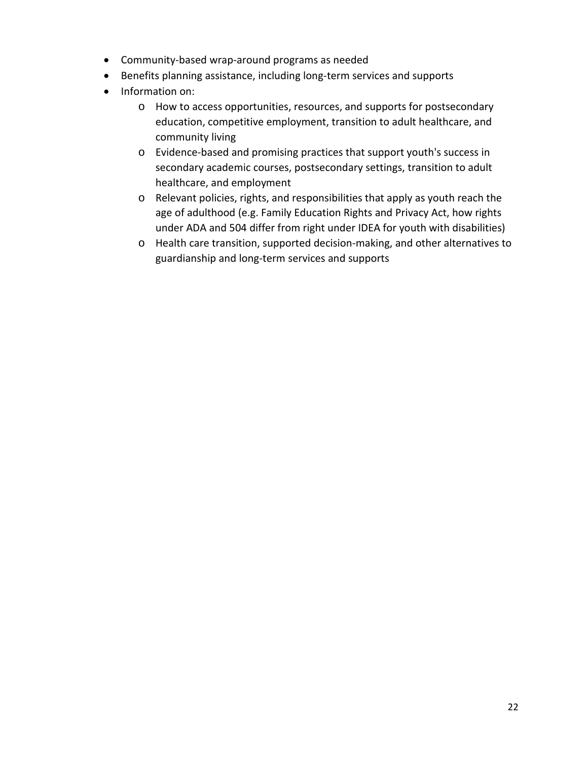- Community-based wrap-around programs as needed
- Benefits planning assistance, including long-term services and supports
- Information on:
    - How to access opportunities, resources, and supports for postsecondary education, competitive employment, transition to adult healthcare, and community living
    - Evidence-based and promising practices that support youth's success in secondary academic courses, postsecondary settings, transition to adult healthcare, and employment
    - Relevant policies, rights, and responsibilities that apply as youth reach the age of adulthood (e.g. Family Education Rights and Privacy Act, how rights under ADA and 504 differ from right under IDEA for youth with disabilities)
    - Health care transition, supported decision-making, and other alternatives to guardianship and long-term services and supports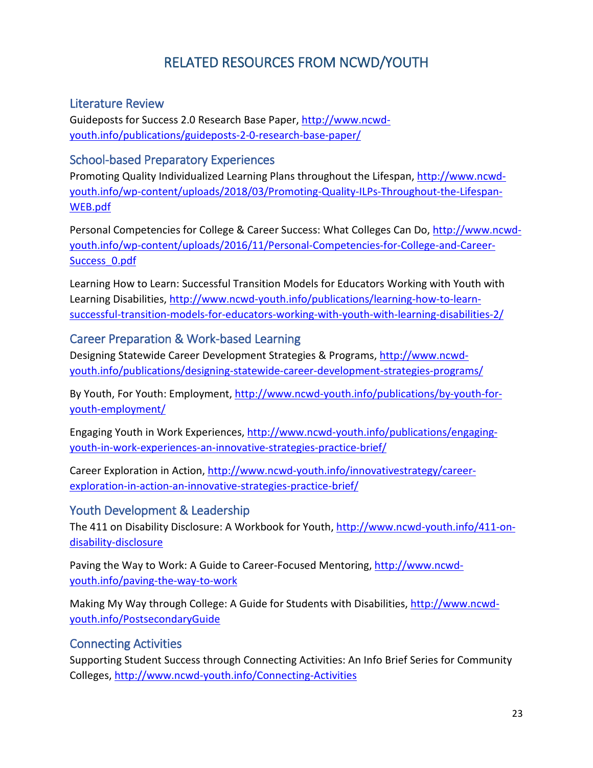# RELATED RESOURCES FROM NCWD/YOUTH

## Literature Review

Guideposts for Success 2.0 Research Base Paper, http://www.ncwd-youth.info/publications/guideposts-2-0-research-base-paper/

## School-based Preparatory Experiences

Promoting Quality Individualized Learning Plans throughout the Lifespan, http://www.ncwd-youth.info/wp-content/uploads/2018/03/Promoting-Quality-ILPs-Throughout-the-Lifespan-WEB.pdf

Personal Competencies for College & Career Success: What Colleges Can Do, http://www.ncwd-youth.info/wp-content/uploads/2016/11/Personal-Competencies-for-College-and-Career-Success_0.pdf

Learning How to Learn: Successful Transition Models for Educators Working with Youth with Learning Disabilities, http://www.ncwd-youth.info/publications/learning-how-to-learn-successful-transition-models-for-educators-working-with-youth-with-learning-disabilities-2/

## Career Preparation & Work-based Learning

Designing Statewide Career Development Strategies & Programs, http://www.ncwd-youth.info/publications/designing-statewide-career-development-strategies-programs/

By Youth, For Youth: Employment, http://www.ncwd-youth.info/publications/by-youth-for-youth-employment/

Engaging Youth in Work Experiences, http://www.ncwd-youth.info/publications/engaging-youth-in-work-experiences-an-innovative-strategies-practice-brief/

Career Exploration in Action, http://www.ncwd-youth.info/innovativestrategy/career-exploration-in-action-an-innovative-strategies-practice-brief/

## Youth Development & Leadership

The 411 on Disability Disclosure: A Workbook for Youth, http://www.ncwd-youth.info/411-on-disability-disclosure

Paving the Way to Work: A Guide to Career-Focused Mentoring, http://www.ncwd-youth.info/paving-the-way-to-work

Making My Way through College: A Guide for Students with Disabilities, http://www.ncwd-youth.info/PostsecondaryGuide

## Connecting Activities

Supporting Student Success through Connecting Activities: An Info Brief Series for Community Colleges, http://www.ncwd-youth.info/Connecting-Activities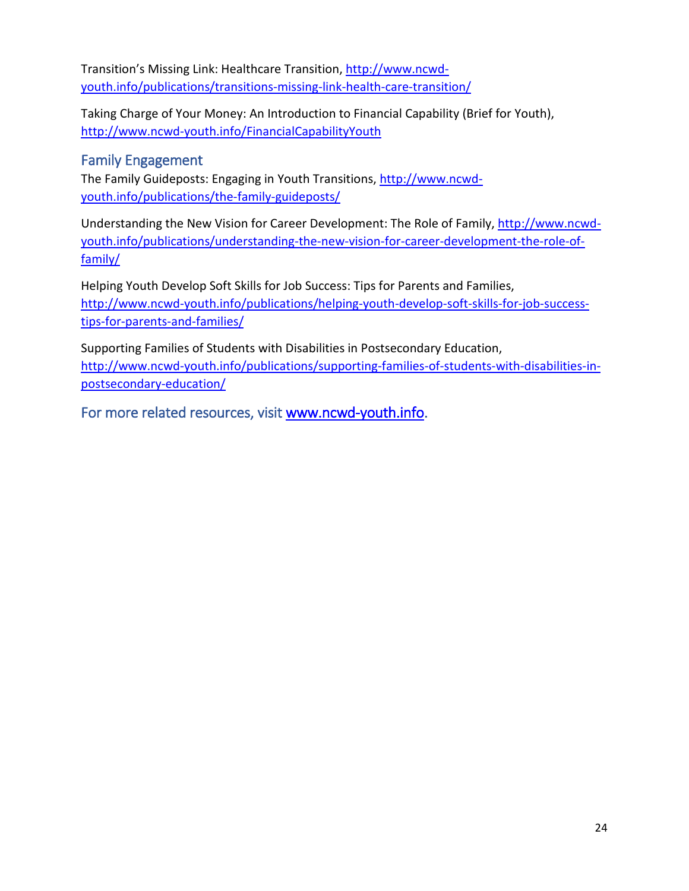Transition's Missing Link: Healthcare Transition, [http://www.ncwd-youth.info/publications/transitions-missing-link-health-care-transition/](http://www.ncwd-youth.info/publications/transitions-missing-link-health-care-transition/)

Taking Charge of Your Money: An Introduction to Financial Capability (Brief for Youth), [http://www.ncwd-youth.info/FinancialCapabilityYouth](http://www.ncwd-youth.info/FinancialCapabilityYouth)

## Family Engagement

The Family Guideposts: Engaging in Youth Transitions, [http://www.ncwd-youth.info/publications/the-family-guideposts/](http://www.ncwd-youth.info/publications/the-family-guideposts/)

Understanding the New Vision for Career Development: The Role of Family, [http://www.ncwd-youth.info/publications/understanding-the-new-vision-for-career-development-the-role-of-family/](http://www.ncwd-youth.info/publications/understanding-the-new-vision-for-career-development-the-role-of-family/)

Helping Youth Develop Soft Skills for Job Success: Tips for Parents and Families, [http://www.ncwd-youth.info/publications/helping-youth-develop-soft-skills-for-job-success-tips-for-parents-and-families/](http://www.ncwd-youth.info/publications/helping-youth-develop-soft-skills-for-job-success-tips-for-parents-and-families/)

Supporting Families of Students with Disabilities in Postsecondary Education, [http://www.ncwd-youth.info/publications/supporting-families-of-students-with-disabilities-in-postsecondary-education/](http://www.ncwd-youth.info/publications/supporting-families-of-students-with-disabilities-in-postsecondary-education/)

For more related resources, visit [www.ncwd-youth.info](http://www.ncwd-youth.info).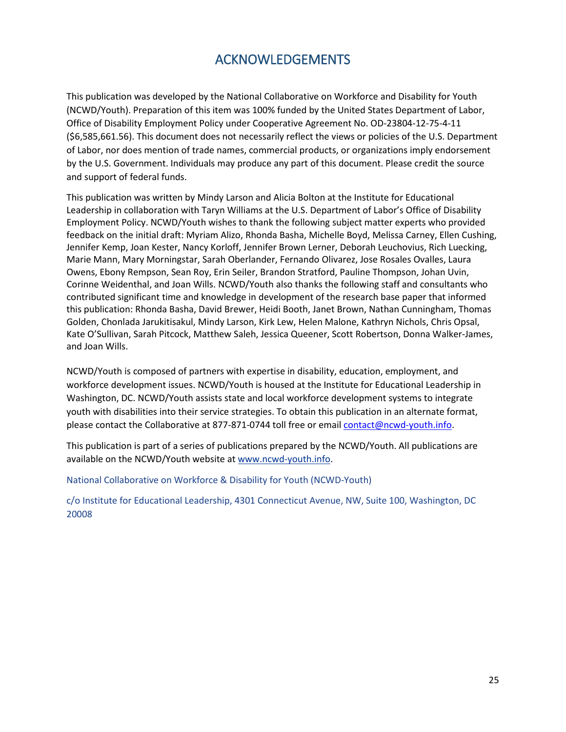# ACKNOWLEDGEMENTS

This publication was developed by the National Collaborative on Workforce and Disability for Youth (NCWD/Youth). Preparation of this item was 100% funded by the United States Department of Labor, Office of Disability Employment Policy under Cooperative Agreement No. OD-23804-12-75-4-11 ($6,585,661.56). This document does not necessarily reflect the views or policies of the U.S. Department of Labor, nor does mention of trade names, commercial products, or organizations imply endorsement by the U.S. Government. Individuals may produce any part of this document. Please credit the source and support of federal funds.

This publication was written by Mindy Larson and Alicia Bolton at the Institute for Educational Leadership in collaboration with Taryn Williams at the U.S. Department of Labor's Office of Disability Employment Policy. NCWD/Youth wishes to thank the following subject matter experts who provided feedback on the initial draft: Myriam Alizo, Rhonda Basha, Michelle Boyd, Melissa Carney, Ellen Cushing, Jennifer Kemp, Joan Kester, Nancy Korloff, Jennifer Brown Lerner, Deborah Leuchovius, Rich Luecking, Marie Mann, Mary Morningstar, Sarah Oberlander, Fernando Olivarez, Jose Rosales Ovalles, Laura Owens, Ebony Rempson, Sean Roy, Erin Seiler, Brandon Stratford, Pauline Thompson, Johan Uvin, Corinne Weidenthal, and Joan Wills. NCWD/Youth also thanks the following staff and consultants who contributed significant time and knowledge in development of the research base paper that informed this publication: Rhonda Basha, David Brewer, Heidi Booth, Janet Brown, Nathan Cunningham, Thomas Golden, Chonlada Jarukitisakul, Mindy Larson, Kirk Lew, Helen Malone, Kathryn Nichols, Chris Opsal, Kate O'Sullivan, Sarah Pitcock, Matthew Saleh, Jessica Queener, Scott Robertson, Donna Walker-James, and Joan Wills.

NCWD/Youth is composed of partners with expertise in disability, education, employment, and workforce development issues. NCWD/Youth is housed at the Institute for Educational Leadership in Washington, DC. NCWD/Youth assists state and local workforce development systems to integrate youth with disabilities into their service strategies. To obtain this publication in an alternate format, please contact the Collaborative at 877-871-0744 toll free or email [contact@ncwd-youth.info](mailto:contact@ncwd-youth.info).

This publication is part of a series of publications prepared by the NCWD/Youth. All publications are available on the NCWD/Youth website at [www.ncwd-youth.info](http://www.ncwd-youth.info).

National Collaborative on Workforce & Disability for Youth (NCWD-Youth)

c/o Institute for Educational Leadership, 4301 Connecticut Avenue, NW, Suite 100, Washington, DC 20008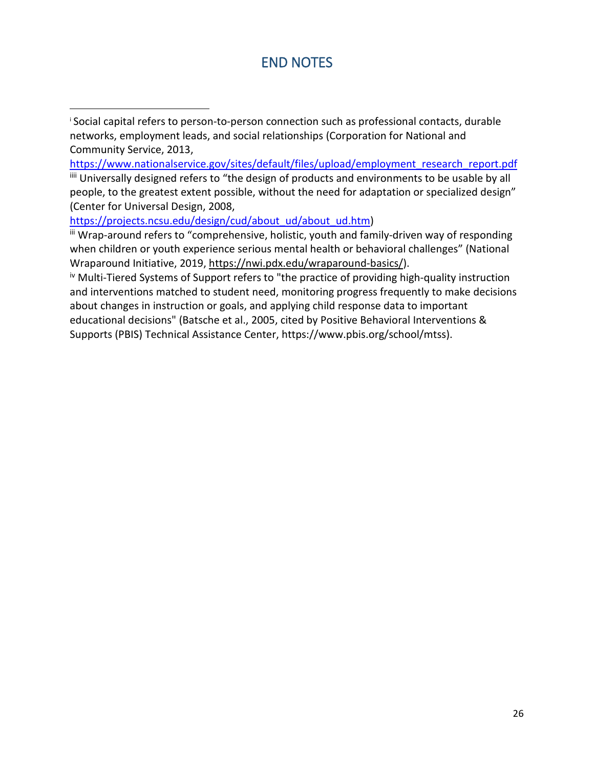# END NOTES

[i] Social capital refers to person-to-person connection such as professional contacts, durable networks, employment leads, and social relationships (Corporation for National and Community Service, 2013, https://www.nationalservice.gov/sites/default/files/upload/employment_research_report.pdf

[iiii] Universally designed refers to “the design of products and environments to be usable by all people, to the greatest extent possible, without the need for adaptation or specialized design” (Center for Universal Design, 2008, https://projects.ncsu.edu/design/cud/about_ud/about_ud.htm)

[iii] Wrap-around refers to “comprehensive, holistic, youth and family-driven way of responding when children or youth experience serious mental health or behavioral challenges” (National Wraparound Initiative, 2019, https://nwi.pdx.edu/wraparound-basics/).

[iv] Multi-Tiered Systems of Support refers to "the practice of providing high-quality instruction and interventions matched to student need, monitoring progress frequently to make decisions about changes in instruction or goals, and applying child response data to important educational decisions" (Batsche et al., 2005, cited by Positive Behavioral Interventions & Supports (PBIS) Technical Assistance Center, https://www.pbis.org/school/mtss).